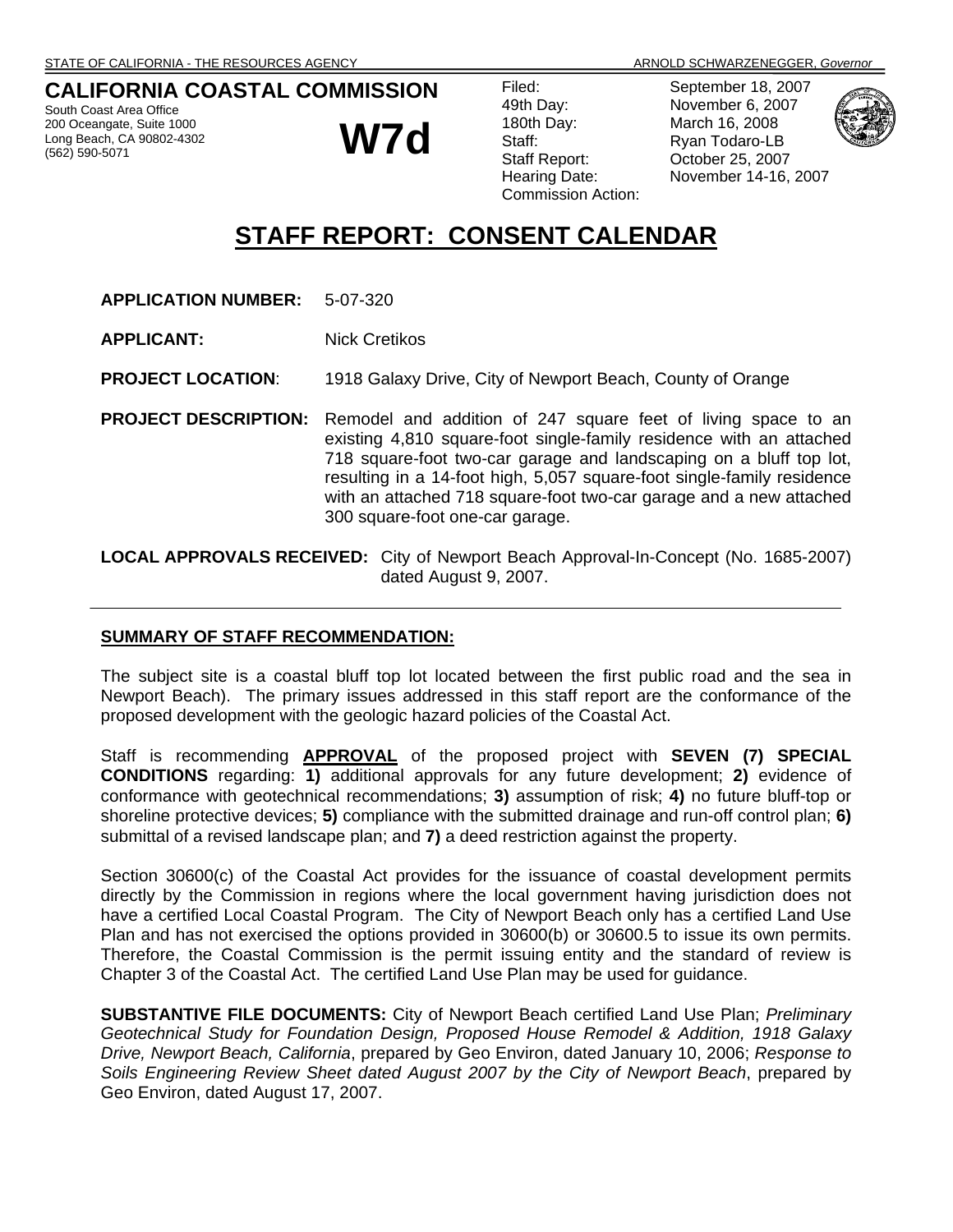STATE OF CALIFORNIA - THE RESOURCES AGENCY ARNOLD SCHWARZENEGGER, *Governor*

**CALIFORNIA COASTAL COMMISSION**

South Coast Area Office
200 Oceangate, Suite 1000
Long Beach, CA 90802-4302
(562) 590-5071

# W7d

| | |
|---|---|
| Filed: | September 18, 2007 |
| 49th Day: | November 6, 2007 |
| 180th Day: | March 16, 2008 |
| Staff: | Ryan Todaro-LB |
| Staff Report: | October 25, 2007 |
| Hearing Date: | November 14-16, 2007 |
| Commission Action: | |

# STAFF REPORT: CONSENT CALENDAR

**APPLICATION NUMBER:** 5-07-320

**APPLICANT:** Nick Cretikos

**PROJECT LOCATION**: 1918 Galaxy Drive, City of Newport Beach, County of Orange

**PROJECT DESCRIPTION:** Remodel and addition of 247 square feet of living space to an existing 4,810 square-foot single-family residence with an attached 718 square-foot two-car garage and landscaping on a bluff top lot, resulting in a 14-foot high, 5,057 square-foot single-family residence with an attached 718 square-foot two-car garage and a new attached 300 square-foot one-car garage.

**LOCAL APPROVALS RECEIVED:** City of Newport Beach Approval-In-Concept (No. 1685-2007) dated August 9, 2007.

---

**SUMMARY OF STAFF RECOMMENDATION:**

The subject site is a coastal bluff top lot located between the first public road and the sea in Newport Beach). The primary issues addressed in this staff report are the conformance of the proposed development with the geologic hazard policies of the Coastal Act.

Staff is recommending **APPROVAL** of the proposed project with **SEVEN (7) SPECIAL CONDITIONS** regarding: **1)** additional approvals for any future development; **2)** evidence of conformance with geotechnical recommendations; **3)** assumption of risk; **4)** no future bluff-top or shoreline protective devices; **5)** compliance with the submitted drainage and run-off control plan; **6)** submittal of a revised landscape plan; and **7)** a deed restriction against the property.

Section 30600(c) of the Coastal Act provides for the issuance of coastal development permits directly by the Commission in regions where the local government having jurisdiction does not have a certified Local Coastal Program. The City of Newport Beach only has a certified Land Use Plan and has not exercised the options provided in 30600(b) or 30600.5 to issue its own permits. Therefore, the Coastal Commission is the permit issuing entity and the standard of review is Chapter 3 of the Coastal Act. The certified Land Use Plan may be used for guidance.

**SUBSTANTIVE FILE DOCUMENTS:** City of Newport Beach certified Land Use Plan; *Preliminary Geotechnical Study for Foundation Design, Proposed House Remodel & Addition, 1918 Galaxy Drive, Newport Beach, California*, prepared by Geo Environ, dated January 10, 2006; *Response to Soils Engineering Review Sheet dated August 2007 by the City of Newport Beach*, prepared by Geo Environ, dated August 17, 2007.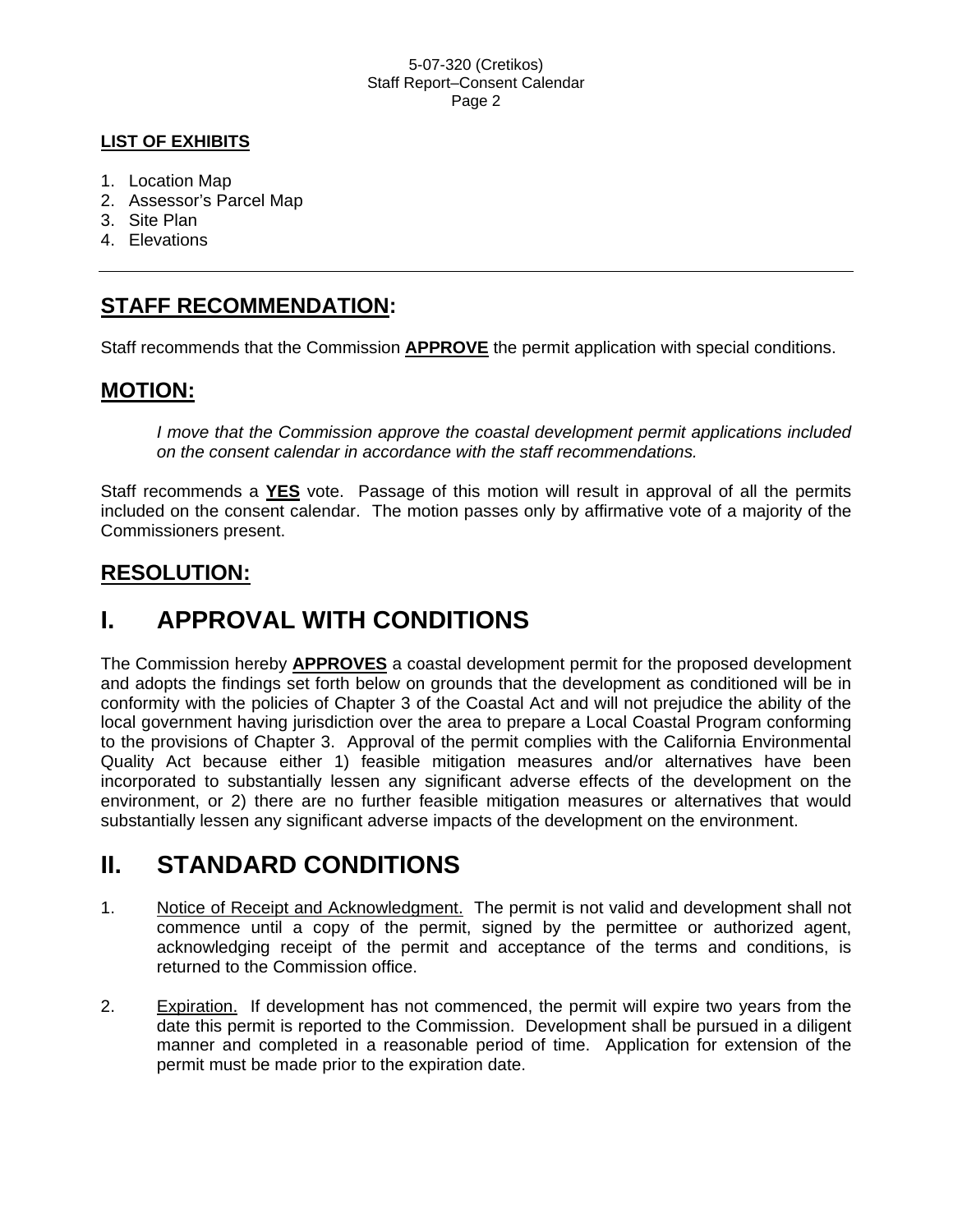**LIST OF EXHIBITS**

1. Location Map
2. Assessor's Parcel Map
3. Site Plan
4. Elevations

---

## STAFF RECOMMENDATION:

Staff recommends that the Commission **APPROVE** the permit application with special conditions.

## MOTION:

*I move that the Commission approve the coastal development permit applications included on the consent calendar in accordance with the staff recommendations.*

Staff recommends a **YES** vote. Passage of this motion will result in approval of all the permits included on the consent calendar. The motion passes only by affirmative vote of a majority of the Commissioners present.

## RESOLUTION:

# I. APPROVAL WITH CONDITIONS

The Commission hereby **APPROVES** a coastal development permit for the proposed development and adopts the findings set forth below on grounds that the development as conditioned will be in conformity with the policies of Chapter 3 of the Coastal Act and will not prejudice the ability of the local government having jurisdiction over the area to prepare a Local Coastal Program conforming to the provisions of Chapter 3. Approval of the permit complies with the California Environmental Quality Act because either 1) feasible mitigation measures and/or alternatives have been incorporated to substantially lessen any significant adverse effects of the development on the environment, or 2) there are no further feasible mitigation measures or alternatives that would substantially lessen any significant adverse impacts of the development on the environment.

# II. STANDARD CONDITIONS

1. Notice of Receipt and Acknowledgment. The permit is not valid and development shall not commence until a copy of the permit, signed by the permittee or authorized agent, acknowledging receipt of the permit and acceptance of the terms and conditions, is returned to the Commission office.

2. Expiration. If development has not commenced, the permit will expire two years from the date this permit is reported to the Commission. Development shall be pursued in a diligent manner and completed in a reasonable period of time. Application for extension of the permit must be made prior to the expiration date.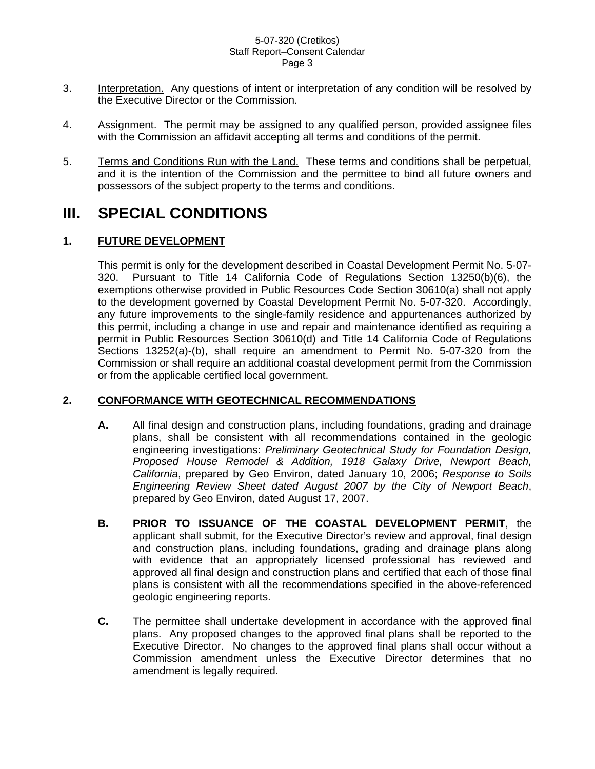3. Interpretation. Any questions of intent or interpretation of any condition will be resolved by the Executive Director or the Commission.

4. Assignment. The permit may be assigned to any qualified person, provided assignee files with the Commission an affidavit accepting all terms and conditions of the permit.

5. Terms and Conditions Run with the Land. These terms and conditions shall be perpetual, and it is the intention of the Commission and the permittee to bind all future owners and possessors of the subject property to the terms and conditions.

# III. SPECIAL CONDITIONS

## 1. FUTURE DEVELOPMENT

This permit is only for the development described in Coastal Development Permit No. 5-07-320. Pursuant to Title 14 California Code of Regulations Section 13250(b)(6), the exemptions otherwise provided in Public Resources Code Section 30610(a) shall not apply to the development governed by Coastal Development Permit No. 5-07-320. Accordingly, any future improvements to the single-family residence and appurtenances authorized by this permit, including a change in use and repair and maintenance identified as requiring a permit in Public Resources Section 30610(d) and Title 14 California Code of Regulations Sections 13252(a)-(b), shall require an amendment to Permit No. 5-07-320 from the Commission or shall require an additional coastal development permit from the Commission or from the applicable certified local government.

## 2. CONFORMANCE WITH GEOTECHNICAL RECOMMENDATIONS

**A.** All final design and construction plans, including foundations, grading and drainage plans, shall be consistent with all recommendations contained in the geologic engineering investigations: *Preliminary Geotechnical Study for Foundation Design, Proposed House Remodel & Addition, 1918 Galaxy Drive, Newport Beach, California*, prepared by Geo Environ, dated January 10, 2006; *Response to Soils Engineering Review Sheet dated August 2007 by the City of Newport Beach*, prepared by Geo Environ, dated August 17, 2007.

**B.** **PRIOR TO ISSUANCE OF THE COASTAL DEVELOPMENT PERMIT**, the applicant shall submit, for the Executive Director's review and approval, final design and construction plans, including foundations, grading and drainage plans along with evidence that an appropriately licensed professional has reviewed and approved all final design and construction plans and certified that each of those final plans is consistent with all the recommendations specified in the above-referenced geologic engineering reports.

**C.** The permittee shall undertake development in accordance with the approved final plans. Any proposed changes to the approved final plans shall be reported to the Executive Director. No changes to the approved final plans shall occur without a Commission amendment unless the Executive Director determines that no amendment is legally required.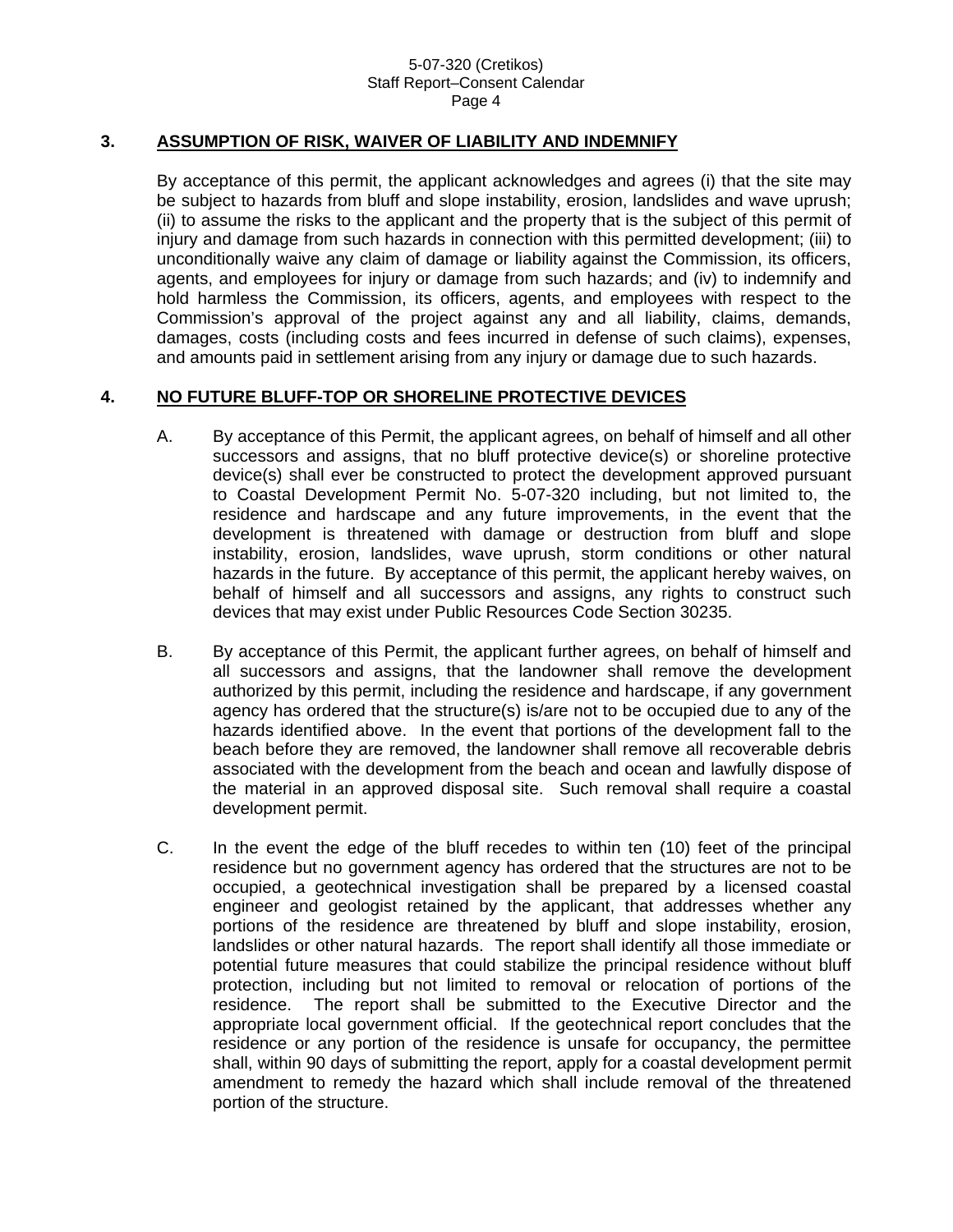## 3. ASSUMPTION OF RISK, WAIVER OF LIABILITY AND INDEMNIFY

By acceptance of this permit, the applicant acknowledges and agrees (i) that the site may be subject to hazards from bluff and slope instability, erosion, landslides and wave uprush; (ii) to assume the risks to the applicant and the property that is the subject of this permit of injury and damage from such hazards in connection with this permitted development; (iii) to unconditionally waive any claim of damage or liability against the Commission, its officers, agents, and employees for injury or damage from such hazards; and (iv) to indemnify and hold harmless the Commission, its officers, agents, and employees with respect to the Commission's approval of the project against any and all liability, claims, demands, damages, costs (including costs and fees incurred in defense of such claims), expenses, and amounts paid in settlement arising from any injury or damage due to such hazards.

## 4. NO FUTURE BLUFF-TOP OR SHORELINE PROTECTIVE DEVICES

A. By acceptance of this Permit, the applicant agrees, on behalf of himself and all other successors and assigns, that no bluff protective device(s) or shoreline protective device(s) shall ever be constructed to protect the development approved pursuant to Coastal Development Permit No. 5-07-320 including, but not limited to, the residence and hardscape and any future improvements, in the event that the development is threatened with damage or destruction from bluff and slope instability, erosion, landslides, wave uprush, storm conditions or other natural hazards in the future. By acceptance of this permit, the applicant hereby waives, on behalf of himself and all successors and assigns, any rights to construct such devices that may exist under Public Resources Code Section 30235.

B. By acceptance of this Permit, the applicant further agrees, on behalf of himself and all successors and assigns, that the landowner shall remove the development authorized by this permit, including the residence and hardscape, if any government agency has ordered that the structure(s) is/are not to be occupied due to any of the hazards identified above. In the event that portions of the development fall to the beach before they are removed, the landowner shall remove all recoverable debris associated with the development from the beach and ocean and lawfully dispose of the material in an approved disposal site. Such removal shall require a coastal development permit.

C. In the event the edge of the bluff recedes to within ten (10) feet of the principal residence but no government agency has ordered that the structures are not to be occupied, a geotechnical investigation shall be prepared by a licensed coastal engineer and geologist retained by the applicant, that addresses whether any portions of the residence are threatened by bluff and slope instability, erosion, landslides or other natural hazards. The report shall identify all those immediate or potential future measures that could stabilize the principal residence without bluff protection, including but not limited to removal or relocation of portions of the residence. The report shall be submitted to the Executive Director and the appropriate local government official. If the geotechnical report concludes that the residence or any portion of the residence is unsafe for occupancy, the permittee shall, within 90 days of submitting the report, apply for a coastal development permit amendment to remedy the hazard which shall include removal of the threatened portion of the structure.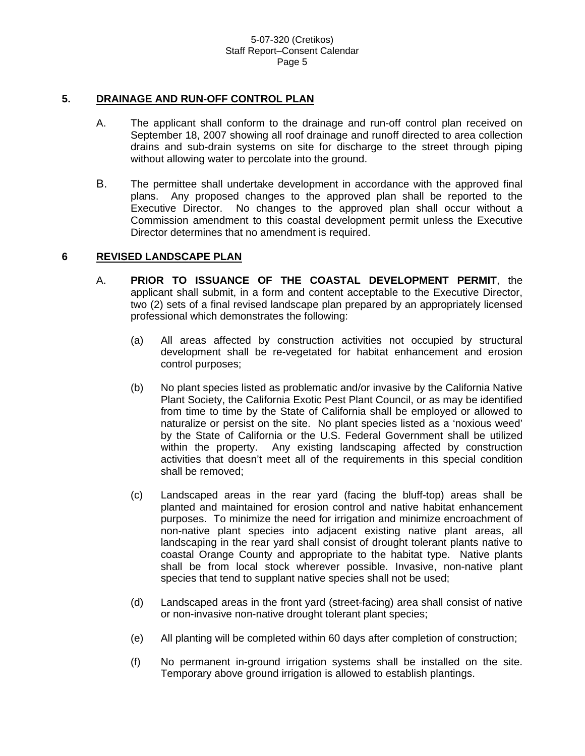### 5. DRAINAGE AND RUN-OFF CONTROL PLAN

A. The applicant shall conform to the drainage and run-off control plan received on September 18, 2007 showing all roof drainage and runoff directed to area collection drains and sub-drain systems on site for discharge to the street through piping without allowing water to percolate into the ground.

B. The permittee shall undertake development in accordance with the approved final plans. Any proposed changes to the approved plan shall be reported to the Executive Director. No changes to the approved plan shall occur without a Commission amendment to this coastal development permit unless the Executive Director determines that no amendment is required.

### 6 REVISED LANDSCAPE PLAN

A. **PRIOR TO ISSUANCE OF THE COASTAL DEVELOPMENT PERMIT**, the applicant shall submit, in a form and content acceptable to the Executive Director, two (2) sets of a final revised landscape plan prepared by an appropriately licensed professional which demonstrates the following:

(a) All areas affected by construction activities not occupied by structural development shall be re-vegetated for habitat enhancement and erosion control purposes;

(b) No plant species listed as problematic and/or invasive by the California Native Plant Society, the California Exotic Pest Plant Council, or as may be identified from time to time by the State of California shall be employed or allowed to naturalize or persist on the site. No plant species listed as a 'noxious weed' by the State of California or the U.S. Federal Government shall be utilized within the property. Any existing landscaping affected by construction activities that doesn't meet all of the requirements in this special condition shall be removed;

(c) Landscaped areas in the rear yard (facing the bluff-top) areas shall be planted and maintained for erosion control and native habitat enhancement purposes. To minimize the need for irrigation and minimize encroachment of non-native plant species into adjacent existing native plant areas, all landscaping in the rear yard shall consist of drought tolerant plants native to coastal Orange County and appropriate to the habitat type. Native plants shall be from local stock wherever possible. Invasive, non-native plant species that tend to supplant native species shall not be used;

(d) Landscaped areas in the front yard (street-facing) area shall consist of native or non-invasive non-native drought tolerant plant species;

(e) All planting will be completed within 60 days after completion of construction;

(f) No permanent in-ground irrigation systems shall be installed on the site. Temporary above ground irrigation is allowed to establish plantings.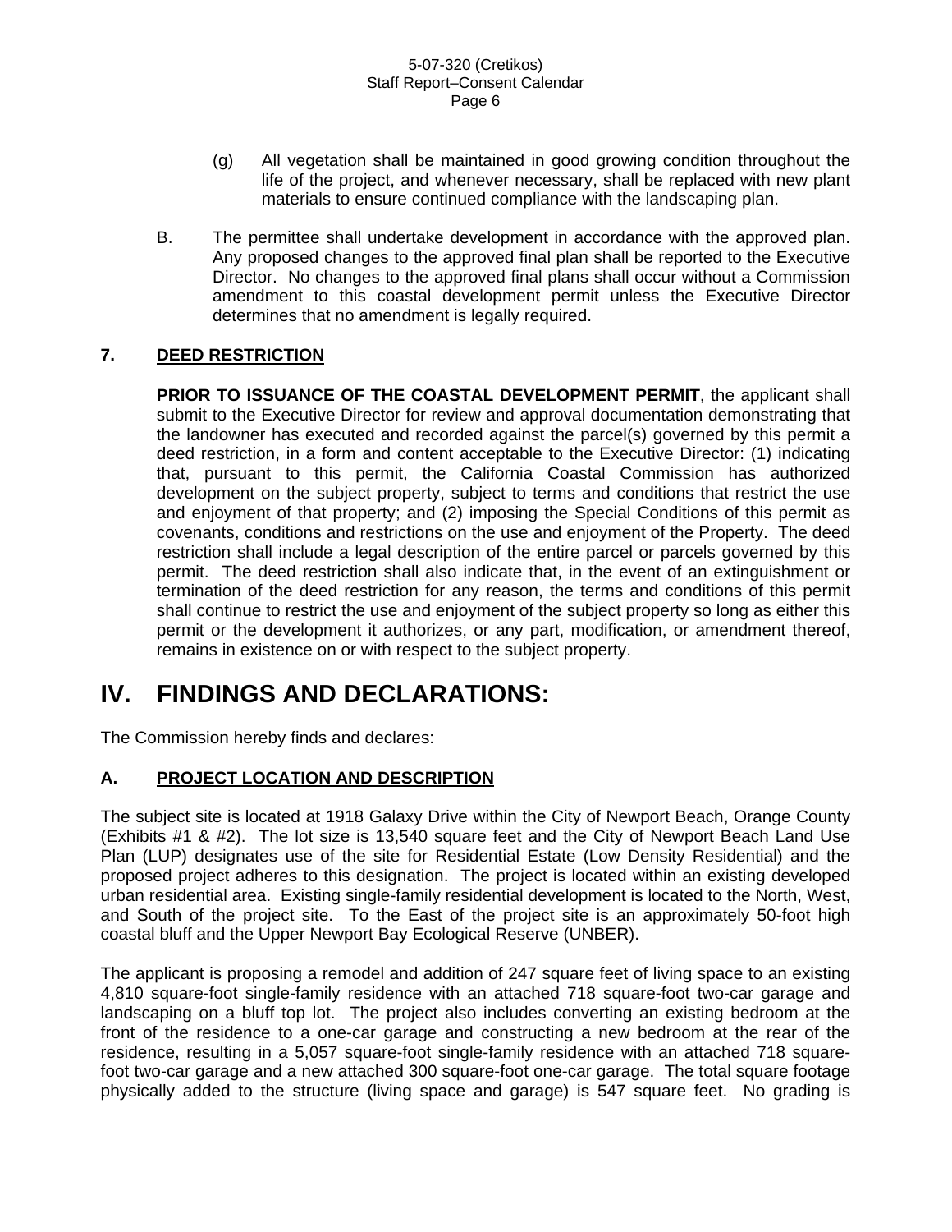(g) All vegetation shall be maintained in good growing condition throughout the life of the project, and whenever necessary, shall be replaced with new plant materials to ensure continued compliance with the landscaping plan.

B. The permittee shall undertake development in accordance with the approved plan. Any proposed changes to the approved final plan shall be reported to the Executive Director. No changes to the approved final plans shall occur without a Commission amendment to this coastal development permit unless the Executive Director determines that no amendment is legally required.

### 7. DEED RESTRICTION

**PRIOR TO ISSUANCE OF THE COASTAL DEVELOPMENT PERMIT**, the applicant shall submit to the Executive Director for review and approval documentation demonstrating that the landowner has executed and recorded against the parcel(s) governed by this permit a deed restriction, in a form and content acceptable to the Executive Director: (1) indicating that, pursuant to this permit, the California Coastal Commission has authorized development on the subject property, subject to terms and conditions that restrict the use and enjoyment of that property; and (2) imposing the Special Conditions of this permit as covenants, conditions and restrictions on the use and enjoyment of the Property. The deed restriction shall include a legal description of the entire parcel or parcels governed by this permit. The deed restriction shall also indicate that, in the event of an extinguishment or termination of the deed restriction for any reason, the terms and conditions of this permit shall continue to restrict the use and enjoyment of the subject property so long as either this permit or the development it authorizes, or any part, modification, or amendment thereof, remains in existence on or with respect to the subject property.

# IV. FINDINGS AND DECLARATIONS:

The Commission hereby finds and declares:

### A. PROJECT LOCATION AND DESCRIPTION

The subject site is located at 1918 Galaxy Drive within the City of Newport Beach, Orange County (Exhibits #1 & #2). The lot size is 13,540 square feet and the City of Newport Beach Land Use Plan (LUP) designates use of the site for Residential Estate (Low Density Residential) and the proposed project adheres to this designation. The project is located within an existing developed urban residential area. Existing single-family residential development is located to the North, West, and South of the project site. To the East of the project site is an approximately 50-foot high coastal bluff and the Upper Newport Bay Ecological Reserve (UNBER).

The applicant is proposing a remodel and addition of 247 square feet of living space to an existing 4,810 square-foot single-family residence with an attached 718 square-foot two-car garage and landscaping on a bluff top lot. The project also includes converting an existing bedroom at the front of the residence to a one-car garage and constructing a new bedroom at the rear of the residence, resulting in a 5,057 square-foot single-family residence with an attached 718 square-foot two-car garage and a new attached 300 square-foot one-car garage. The total square footage physically added to the structure (living space and garage) is 547 square feet. No grading is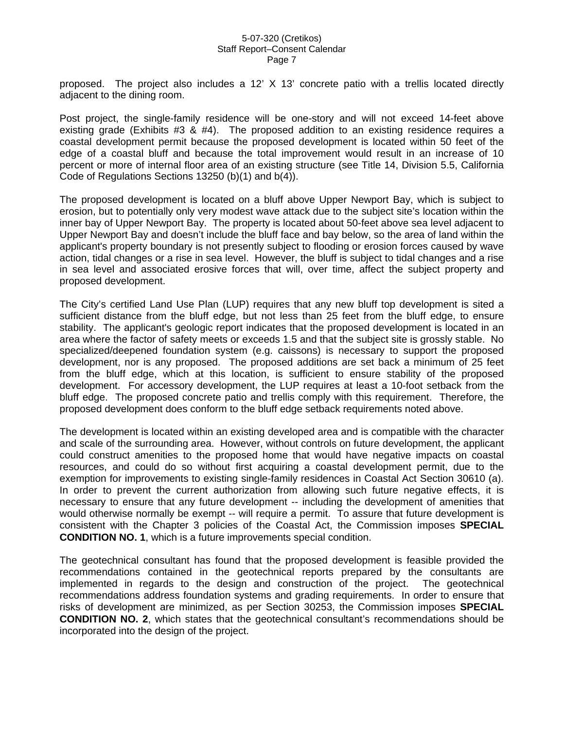proposed. The project also includes a 12' X 13' concrete patio with a trellis located directly adjacent to the dining room.

Post project, the single-family residence will be one-story and will not exceed 14-feet above existing grade (Exhibits #3 & #4). The proposed addition to an existing residence requires a coastal development permit because the proposed development is located within 50 feet of the edge of a coastal bluff and because the total improvement would result in an increase of 10 percent or more of internal floor area of an existing structure (see Title 14, Division 5.5, California Code of Regulations Sections 13250 (b)(1) and b(4)).

The proposed development is located on a bluff above Upper Newport Bay, which is subject to erosion, but to potentially only very modest wave attack due to the subject site's location within the inner bay of Upper Newport Bay. The property is located about 50-feet above sea level adjacent to Upper Newport Bay and doesn't include the bluff face and bay below, so the area of land within the applicant's property boundary is not presently subject to flooding or erosion forces caused by wave action, tidal changes or a rise in sea level. However, the bluff is subject to tidal changes and a rise in sea level and associated erosive forces that will, over time, affect the subject property and proposed development.

The City's certified Land Use Plan (LUP) requires that any new bluff top development is sited a sufficient distance from the bluff edge, but not less than 25 feet from the bluff edge, to ensure stability. The applicant's geologic report indicates that the proposed development is located in an area where the factor of safety meets or exceeds 1.5 and that the subject site is grossly stable. No specialized/deepened foundation system (e.g. caissons) is necessary to support the proposed development, nor is any proposed. The proposed additions are set back a minimum of 25 feet from the bluff edge, which at this location, is sufficient to ensure stability of the proposed development. For accessory development, the LUP requires at least a 10-foot setback from the bluff edge. The proposed concrete patio and trellis comply with this requirement. Therefore, the proposed development does conform to the bluff edge setback requirements noted above.

The development is located within an existing developed area and is compatible with the character and scale of the surrounding area. However, without controls on future development, the applicant could construct amenities to the proposed home that would have negative impacts on coastal resources, and could do so without first acquiring a coastal development permit, due to the exemption for improvements to existing single-family residences in Coastal Act Section 30610 (a). In order to prevent the current authorization from allowing such future negative effects, it is necessary to ensure that any future development -- including the development of amenities that would otherwise normally be exempt -- will require a permit. To assure that future development is consistent with the Chapter 3 policies of the Coastal Act, the Commission imposes **SPECIAL CONDITION NO. 1**, which is a future improvements special condition.

The geotechnical consultant has found that the proposed development is feasible provided the recommendations contained in the geotechnical reports prepared by the consultants are implemented in regards to the design and construction of the project. The geotechnical recommendations address foundation systems and grading requirements. In order to ensure that risks of development are minimized, as per Section 30253, the Commission imposes **SPECIAL CONDITION NO. 2**, which states that the geotechnical consultant's recommendations should be incorporated into the design of the project.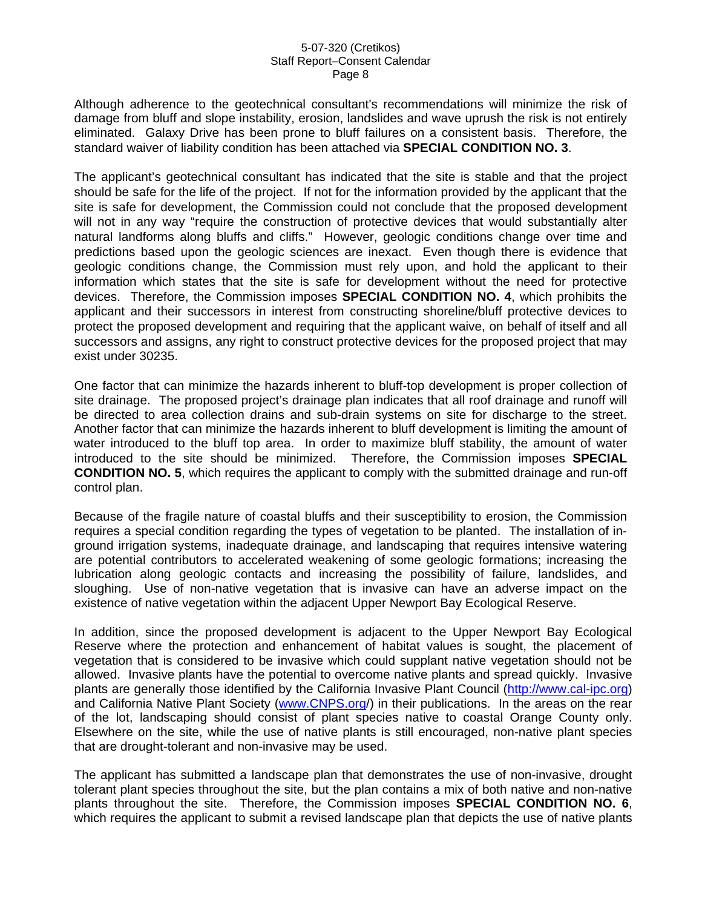Although adherence to the geotechnical consultant's recommendations will minimize the risk of damage from bluff and slope instability, erosion, landslides and wave uprush the risk is not entirely eliminated. Galaxy Drive has been prone to bluff failures on a consistent basis. Therefore, the standard waiver of liability condition has been attached via **SPECIAL CONDITION NO. 3**.

The applicant's geotechnical consultant has indicated that the site is stable and that the project should be safe for the life of the project. If not for the information provided by the applicant that the site is safe for development, the Commission could not conclude that the proposed development will not in any way "require the construction of protective devices that would substantially alter natural landforms along bluffs and cliffs." However, geologic conditions change over time and predictions based upon the geologic sciences are inexact. Even though there is evidence that geologic conditions change, the Commission must rely upon, and hold the applicant to their information which states that the site is safe for development without the need for protective devices. Therefore, the Commission imposes **SPECIAL CONDITION NO. 4**, which prohibits the applicant and their successors in interest from constructing shoreline/bluff protective devices to protect the proposed development and requiring that the applicant waive, on behalf of itself and all successors and assigns, any right to construct protective devices for the proposed project that may exist under 30235.

One factor that can minimize the hazards inherent to bluff-top development is proper collection of site drainage. The proposed project's drainage plan indicates that all roof drainage and runoff will be directed to area collection drains and sub-drain systems on site for discharge to the street. Another factor that can minimize the hazards inherent to bluff development is limiting the amount of water introduced to the bluff top area. In order to maximize bluff stability, the amount of water introduced to the site should be minimized. Therefore, the Commission imposes **SPECIAL CONDITION NO. 5**, which requires the applicant to comply with the submitted drainage and run-off control plan.

Because of the fragile nature of coastal bluffs and their susceptibility to erosion, the Commission requires a special condition regarding the types of vegetation to be planted. The installation of in-ground irrigation systems, inadequate drainage, and landscaping that requires intensive watering are potential contributors to accelerated weakening of some geologic formations; increasing the lubrication along geologic contacts and increasing the possibility of failure, landslides, and sloughing. Use of non-native vegetation that is invasive can have an adverse impact on the existence of native vegetation within the adjacent Upper Newport Bay Ecological Reserve.

In addition, since the proposed development is adjacent to the Upper Newport Bay Ecological Reserve where the protection and enhancement of habitat values is sought, the placement of vegetation that is considered to be invasive which could supplant native vegetation should not be allowed. Invasive plants have the potential to overcome native plants and spread quickly. Invasive plants are generally those identified by the California Invasive Plant Council (http://www.cal-ipc.org) and California Native Plant Society (www.CNPS.org/) in their publications. In the areas on the rear of the lot, landscaping should consist of plant species native to coastal Orange County only. Elsewhere on the site, while the use of native plants is still encouraged, non-native plant species that are drought-tolerant and non-invasive may be used.

The applicant has submitted a landscape plan that demonstrates the use of non-invasive, drought tolerant plant species throughout the site, but the plan contains a mix of both native and non-native plants throughout the site. Therefore, the Commission imposes **SPECIAL CONDITION NO. 6**, which requires the applicant to submit a revised landscape plan that depicts the use of native plants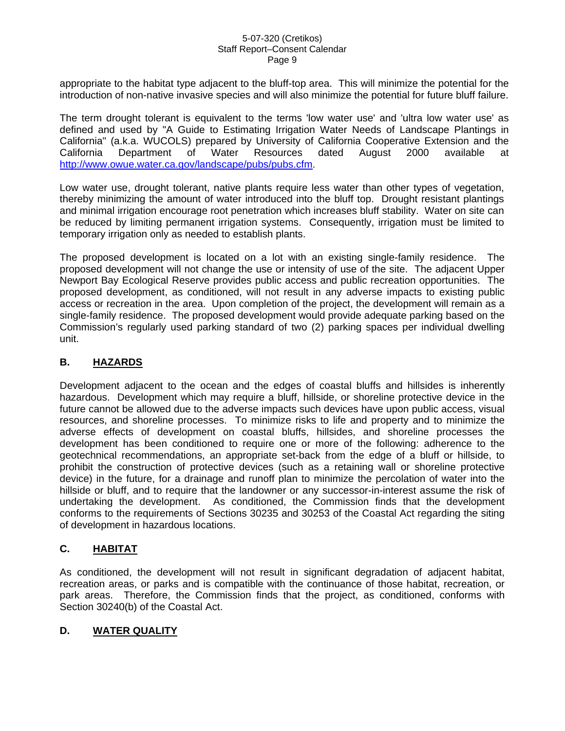appropriate to the habitat type adjacent to the bluff-top area. This will minimize the potential for the introduction of non-native invasive species and will also minimize the potential for future bluff failure.

The term drought tolerant is equivalent to the terms 'low water use' and 'ultra low water use' as defined and used by "A Guide to Estimating Irrigation Water Needs of Landscape Plantings in California" (a.k.a. WUCOLS) prepared by University of California Cooperative Extension and the California Department of Water Resources dated August 2000 available at [http://www.owue.water.ca.gov/landscape/pubs/pubs.cfm](http://www.owue.water.ca.gov/landscape/pubs/pubs.cfm).

Low water use, drought tolerant, native plants require less water than other types of vegetation, thereby minimizing the amount of water introduced into the bluff top. Drought resistant plantings and minimal irrigation encourage root penetration which increases bluff stability. Water on site can be reduced by limiting permanent irrigation systems. Consequently, irrigation must be limited to temporary irrigation only as needed to establish plants.

The proposed development is located on a lot with an existing single-family residence. The proposed development will not change the use or intensity of use of the site. The adjacent Upper Newport Bay Ecological Reserve provides public access and public recreation opportunities. The proposed development, as conditioned, will not result in any adverse impacts to existing public access or recreation in the area. Upon completion of the project, the development will remain as a single-family residence. The proposed development would provide adequate parking based on the Commission's regularly used parking standard of two (2) parking spaces per individual dwelling unit.

## B. HAZARDS

Development adjacent to the ocean and the edges of coastal bluffs and hillsides is inherently hazardous. Development which may require a bluff, hillside, or shoreline protective device in the future cannot be allowed due to the adverse impacts such devices have upon public access, visual resources, and shoreline processes. To minimize risks to life and property and to minimize the adverse effects of development on coastal bluffs, hillsides, and shoreline processes the development has been conditioned to require one or more of the following: adherence to the geotechnical recommendations, an appropriate set-back from the edge of a bluff or hillside, to prohibit the construction of protective devices (such as a retaining wall or shoreline protective device) in the future, for a drainage and runoff plan to minimize the percolation of water into the hillside or bluff, and to require that the landowner or any successor-in-interest assume the risk of undertaking the development. As conditioned, the Commission finds that the development conforms to the requirements of Sections 30235 and 30253 of the Coastal Act regarding the siting of development in hazardous locations.

## C. HABITAT

As conditioned, the development will not result in significant degradation of adjacent habitat, recreation areas, or parks and is compatible with the continuance of those habitat, recreation, or park areas. Therefore, the Commission finds that the project, as conditioned, conforms with Section 30240(b) of the Coastal Act.

## D. WATER QUALITY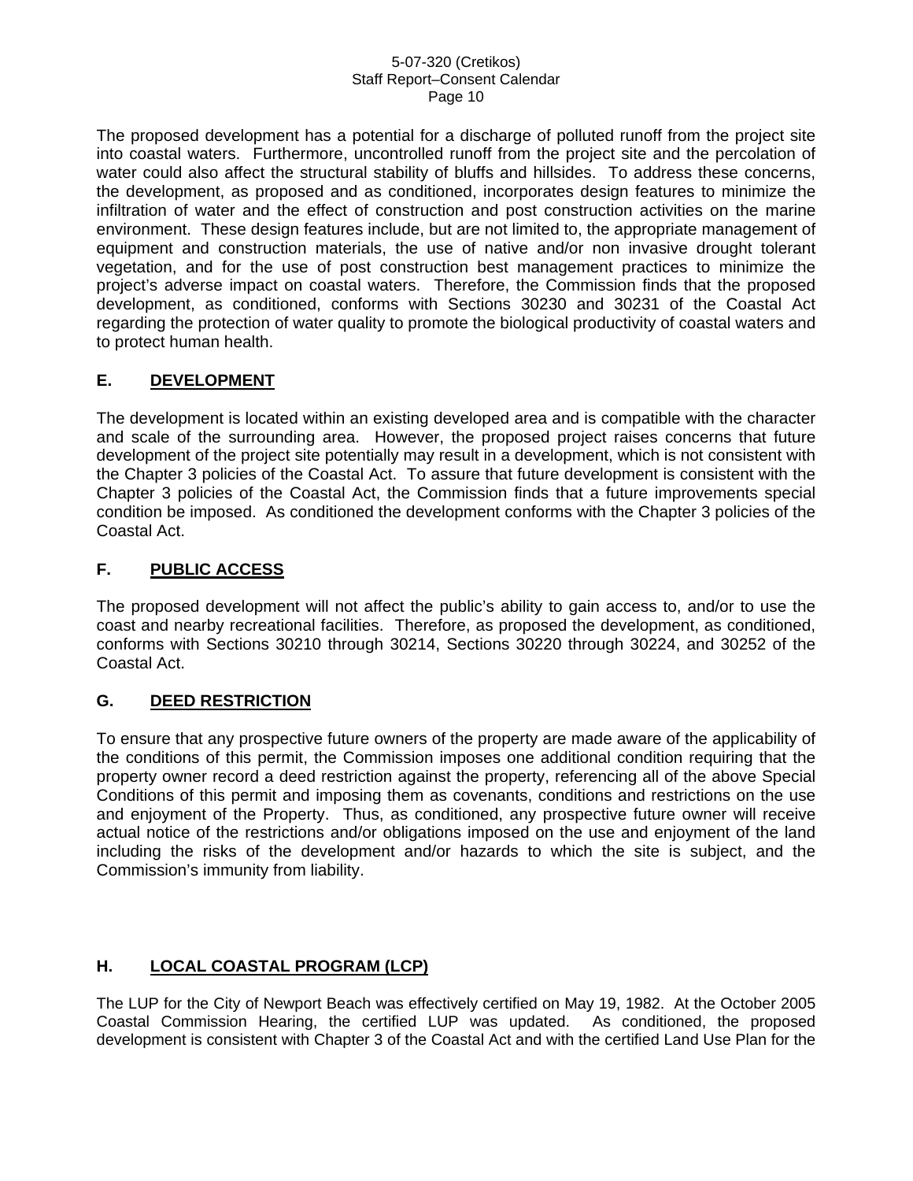The proposed development has a potential for a discharge of polluted runoff from the project site into coastal waters. Furthermore, uncontrolled runoff from the project site and the percolation of water could also affect the structural stability of bluffs and hillsides. To address these concerns, the development, as proposed and as conditioned, incorporates design features to minimize the infiltration of water and the effect of construction and post construction activities on the marine environment. These design features include, but are not limited to, the appropriate management of equipment and construction materials, the use of native and/or non invasive drought tolerant vegetation, and for the use of post construction best management practices to minimize the project's adverse impact on coastal waters. Therefore, the Commission finds that the proposed development, as conditioned, conforms with Sections 30230 and 30231 of the Coastal Act regarding the protection of water quality to promote the biological productivity of coastal waters and to protect human health.

## E. DEVELOPMENT

The development is located within an existing developed area and is compatible with the character and scale of the surrounding area. However, the proposed project raises concerns that future development of the project site potentially may result in a development, which is not consistent with the Chapter 3 policies of the Coastal Act. To assure that future development is consistent with the Chapter 3 policies of the Coastal Act, the Commission finds that a future improvements special condition be imposed. As conditioned the development conforms with the Chapter 3 policies of the Coastal Act.

## F. PUBLIC ACCESS

The proposed development will not affect the public's ability to gain access to, and/or to use the coast and nearby recreational facilities. Therefore, as proposed the development, as conditioned, conforms with Sections 30210 through 30214, Sections 30220 through 30224, and 30252 of the Coastal Act.

## G. DEED RESTRICTION

To ensure that any prospective future owners of the property are made aware of the applicability of the conditions of this permit, the Commission imposes one additional condition requiring that the property owner record a deed restriction against the property, referencing all of the above Special Conditions of this permit and imposing them as covenants, conditions and restrictions on the use and enjoyment of the Property. Thus, as conditioned, any prospective future owner will receive actual notice of the restrictions and/or obligations imposed on the use and enjoyment of the land including the risks of the development and/or hazards to which the site is subject, and the Commission's immunity from liability.

## H. LOCAL COASTAL PROGRAM (LCP)

The LUP for the City of Newport Beach was effectively certified on May 19, 1982. At the October 2005 Coastal Commission Hearing, the certified LUP was updated. As conditioned, the proposed development is consistent with Chapter 3 of the Coastal Act and with the certified Land Use Plan for the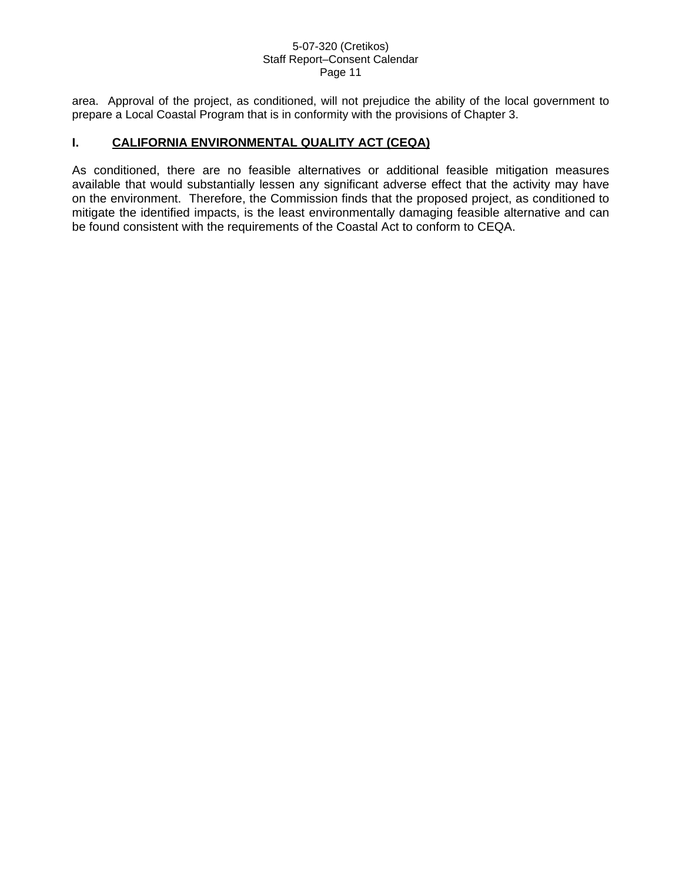area. Approval of the project, as conditioned, will not prejudice the ability of the local government to prepare a Local Coastal Program that is in conformity with the provisions of Chapter 3.

## I. CALIFORNIA ENVIRONMENTAL QUALITY ACT (CEQA)

As conditioned, there are no feasible alternatives or additional feasible mitigation measures available that would substantially lessen any significant adverse effect that the activity may have on the environment. Therefore, the Commission finds that the proposed project, as conditioned to mitigate the identified impacts, is the least environmentally damaging feasible alternative and can be found consistent with the requirements of the Coastal Act to conform to CEQA.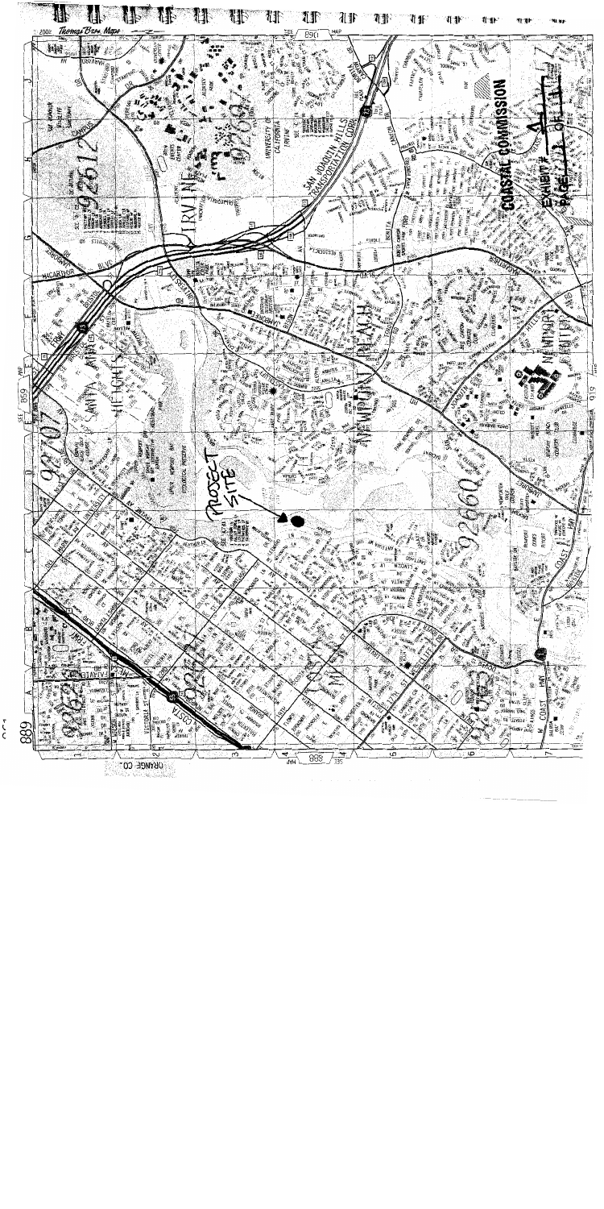Thomas Bros. Maps

PROJECT SITE

COASTAL COMMISSION

EXHIBIT # 1

PAGE 1 OF 1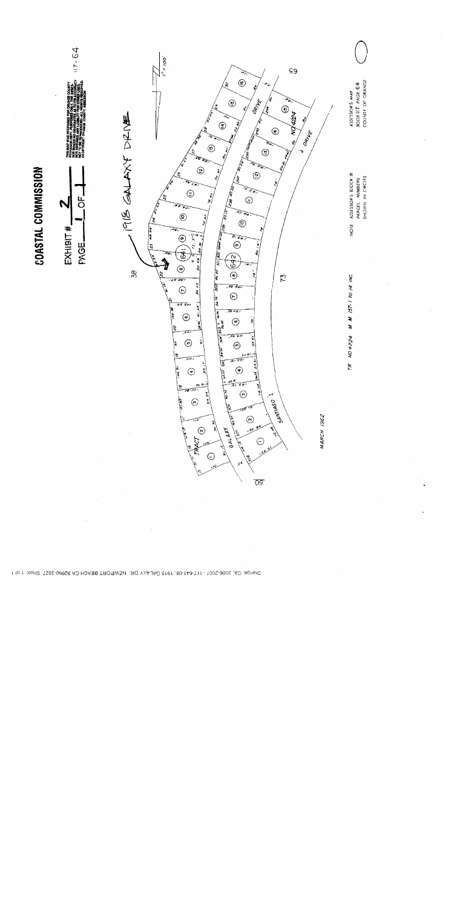# COASTAL COMMISSION

EXHIBIT # 2

PAGE 1 OF 1

THIS MAP WAS PREPARED FOR ORANGE COUNTY ASSESSOR DEPT. PURPOSES ONLY. THE ASSESSOR MAKES NO GUARANTEE AS TO ITS ACCURACY NOR ASSUMES ANY LIABILITY FOR OTHER USES. NOT TO BE REPRODUCED. ALL RIGHTS RESERVED. © COPYRIGHT ORANGE COUNTY ASSESSOR

117-64

1918 GALAXY DRIVE

1" = 100'

38

60

73

65

641

642

GALAXY DRIVE

SANTIAGO DRIVE

TRACT NO 4224

TR NO 4224 M.M. 157-1 TO 14 INC.

MARCH 1962

NOTE - ASSESSOR'S BLOCK & PARCEL NUMBERS SHOWN IN CIRCLES

ASSESSOR'S MAP BOOK 117 PAGE 64 COUNTY OF ORANGE

Orange, CA 2008-2007 - 117-641-08, 1918 GALAXY DR., NEWPORT BEACH CA 92660-3827, Sheet: 1 of 1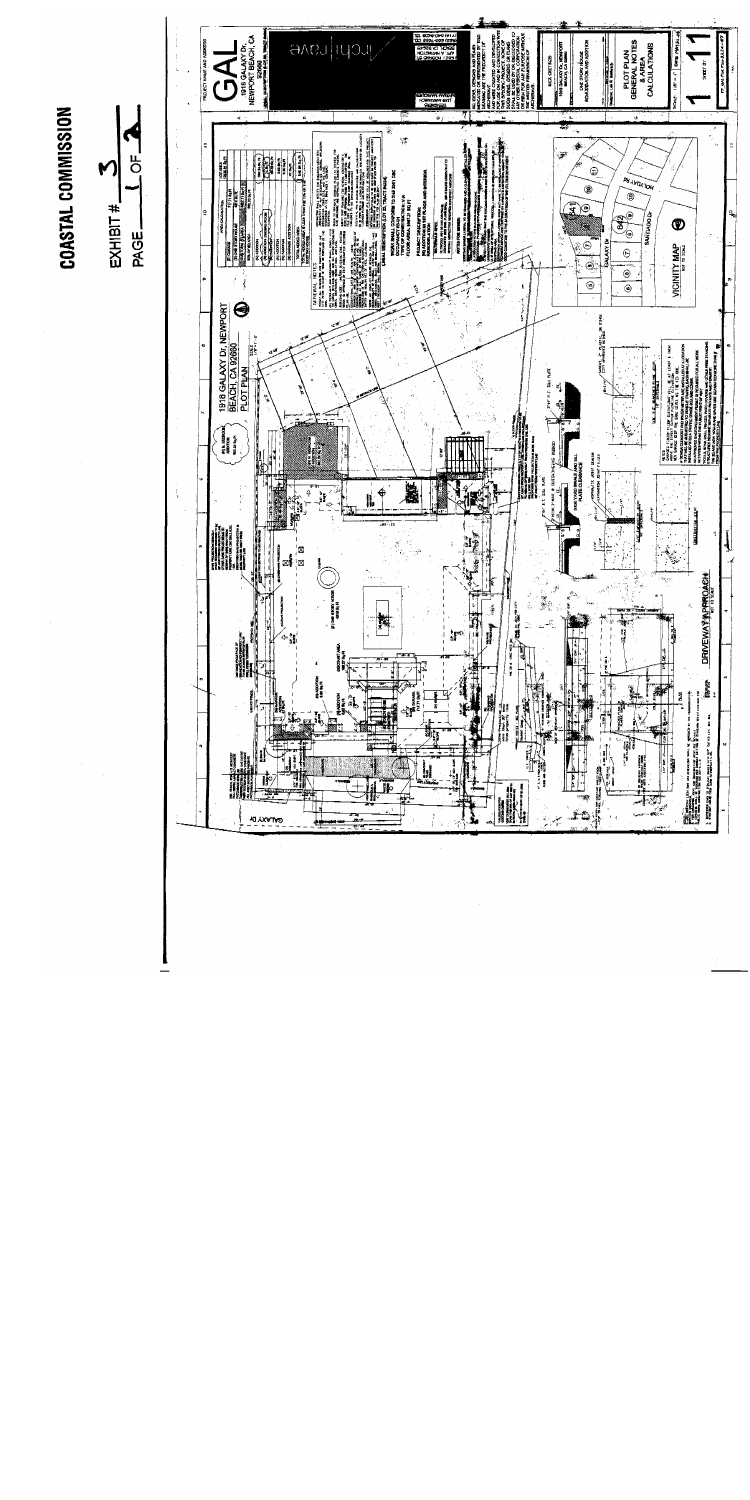# COASTAL COMMISSION

EXHIBIT # 3

PAGE 1 OF 2

GAL

1918 GALAXY Dr.
NEWPORT BEACH, CA 92660

1918 GALAXY Dr. NEWPORT BEACH, CA 92660
PLOT PLAN

GENERAL NOTES

VICINITY MAP

GALAXY Dr.

SANTIAGO Dr.

DRIVEWAY APPROACH

PLOT PLAN
GENERAL NOTES
& AREA CALCULATIONS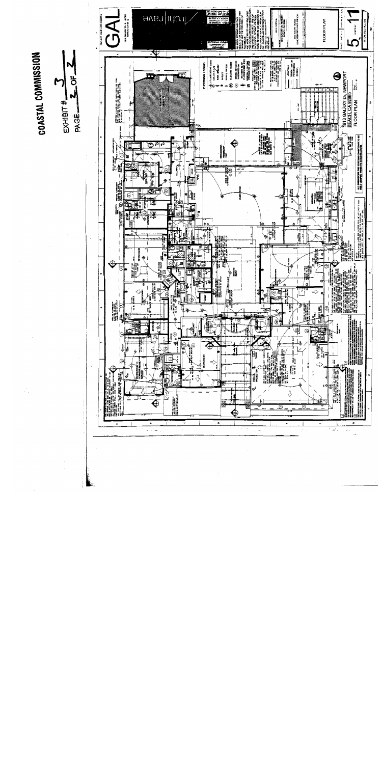COASTAL COMMISSION

EXHIBIT # 3

PAGE 2 OF 2

1918 GALAXY Dr. NEWPORT BEACH, CA 92660

FLOOR PLAN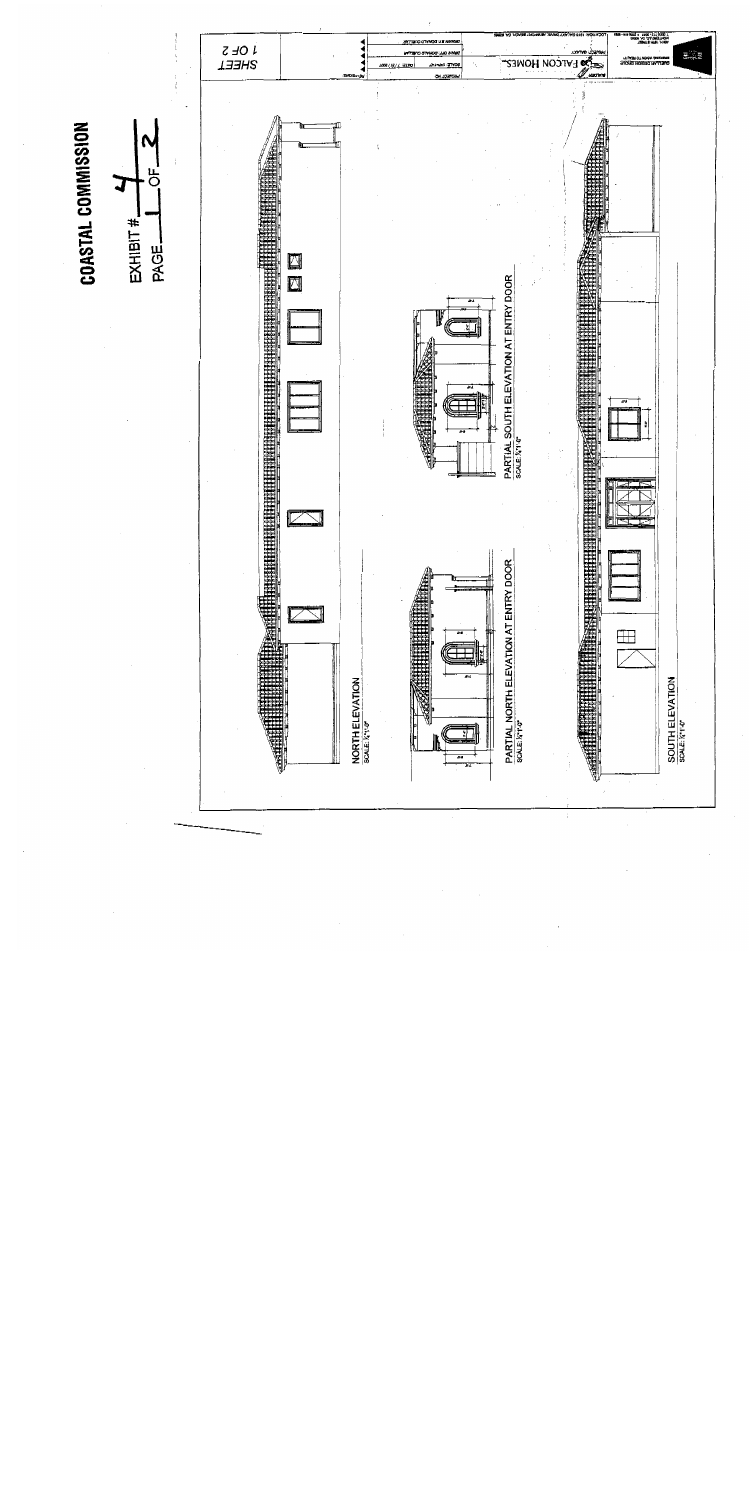**COASTAL COMMISSION**

EXHIBIT # 4

PAGE 1 OF 2

NORTH ELEVATION
SCALE: 1/4"=1'-0"

PARTIAL NORTH ELEVATION AT ENTRY DOOR
SCALE: 1/2"=1'-0"

PARTIAL SOUTH ELEVATION AT ENTRY DOOR
SCALE: 1/2"=1'-0"

SOUTH ELEVATION
SCALE: 1/4"=1'-0"

FALCON HOMES

SHEET

1 OF 2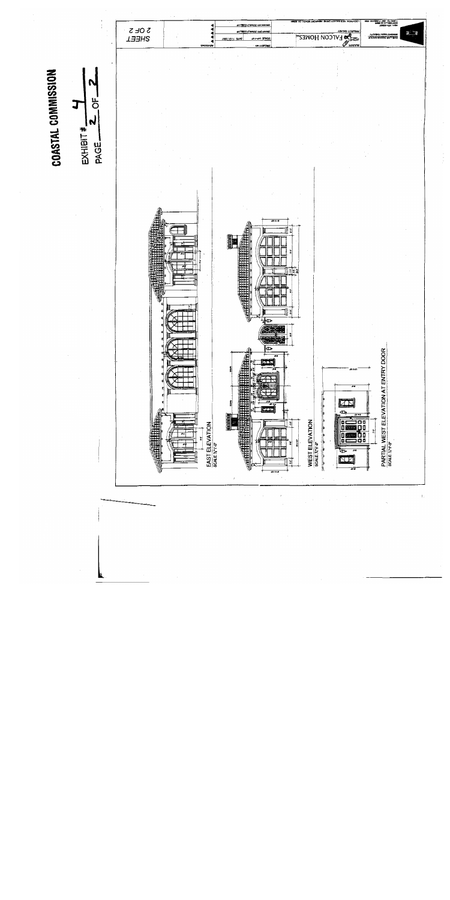**COASTAL COMMISSION**

EXHIBIT # 4

PAGE 2 OF 2

EAST ELEVATION
SCALE 1/4"=1'-0"

WEST ELEVATION
SCALE 1/4"=1'-0"

PARTIAL WEST ELEVATION AT ENTRY DOOR
SCALE 1/4"=1'-0"

FALCON HOMES

SHEET
2 OF 2